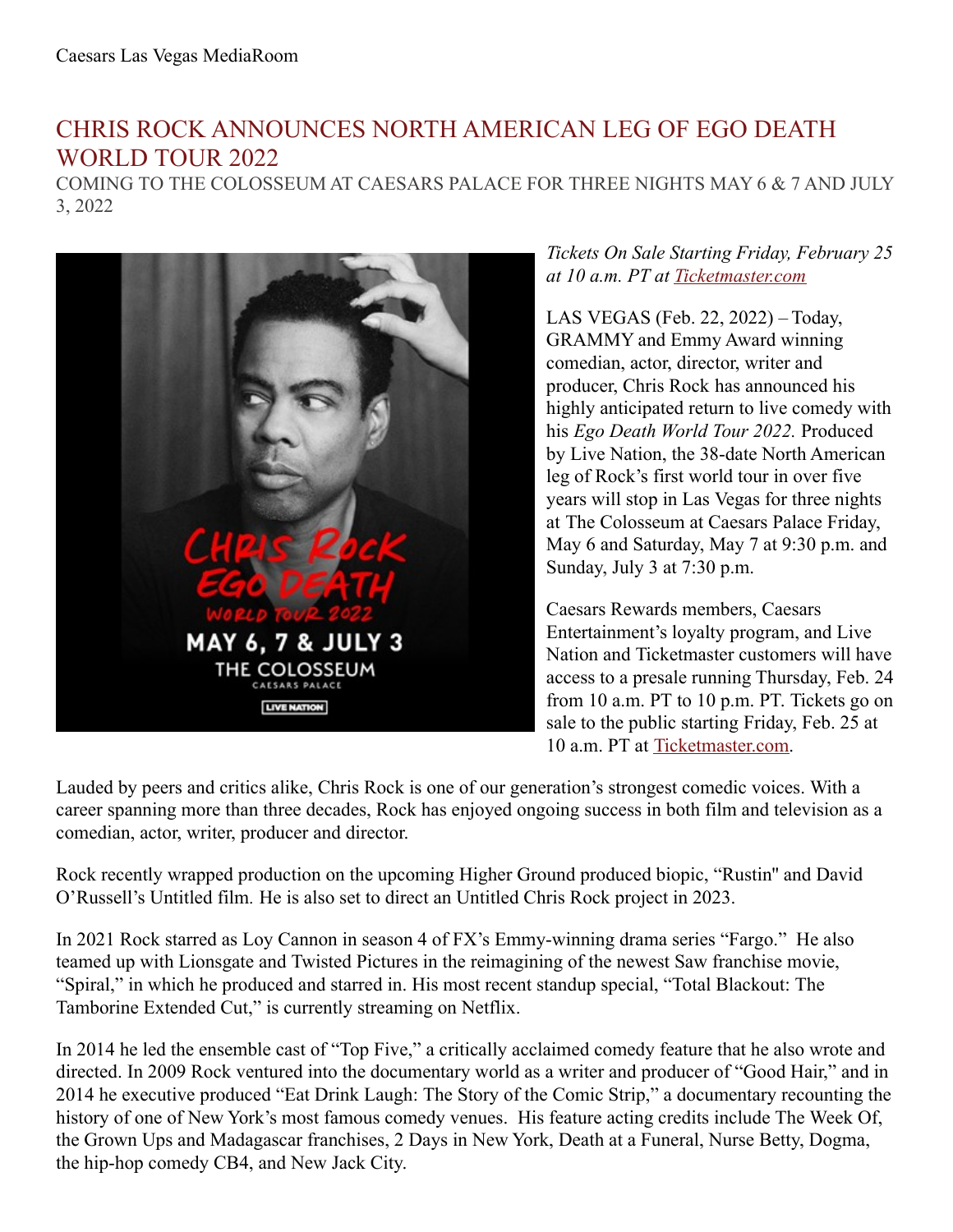Caesars Las Vegas MediaRoom

# CHRIS ROCK ANNOUNCES NORTH AMERICAN LEG OF EGO DEATH WORLD TOUR 2022

COMING TO THE COLOSSEUM AT CAESARS PALACE FOR THREE NIGHTS MAY 6 & 7 AND JULY 3, 2022

*Tickets On Sale Starting Friday, February 25 at 10 a.m. PT at Ticketmaster.com*

LAS VEGAS (Feb. 22, 2022) – Today, GRAMMY and Emmy Award winning comedian, actor, director, writer and producer, Chris Rock has announced his highly anticipated return to live comedy with his *Ego Death World Tour 2022.* Produced by Live Nation, the 38-date North American leg of Rock's first world tour in over five years will stop in Las Vegas for three nights at The Colosseum at Caesars Palace Friday, May 6 and Saturday, May 7 at 9:30 p.m. and Sunday, July 3 at 7:30 p.m.

Caesars Rewards members, Caesars Entertainment's loyalty program, and Live Nation and Ticketmaster customers will have access to a presale running Thursday, Feb. 24 from 10 a.m. PT to 10 p.m. PT. Tickets go on sale to the public starting Friday, Feb. 25 at 10 a.m. PT at Ticketmaster.com.

Lauded by peers and critics alike, Chris Rock is one of our generation's strongest comedic voices. With a career spanning more than three decades, Rock has enjoyed ongoing success in both film and television as a comedian, actor, writer, producer and director.

Rock recently wrapped production on the upcoming Higher Ground produced biopic, "Rustin" and David O'Russell's Untitled film. He is also set to direct an Untitled Chris Rock project in 2023.

In 2021 Rock starred as Loy Cannon in season 4 of FX's Emmy-winning drama series "Fargo." He also teamed up with Lionsgate and Twisted Pictures in the reimagining of the newest Saw franchise movie, "Spiral," in which he produced and starred in. His most recent standup special, "Total Blackout: The Tamborine Extended Cut," is currently streaming on Netflix.

In 2014 he led the ensemble cast of "Top Five," a critically acclaimed comedy feature that he also wrote and directed. In 2009 Rock ventured into the documentary world as a writer and producer of "Good Hair," and in 2014 he executive produced "Eat Drink Laugh: The Story of the Comic Strip," a documentary recounting the history of one of New York's most famous comedy venues. His feature acting credits include The Week Of, the Grown Ups and Madagascar franchises, 2 Days in New York, Death at a Funeral, Nurse Betty, Dogma, the hip-hop comedy CB4, and New Jack City.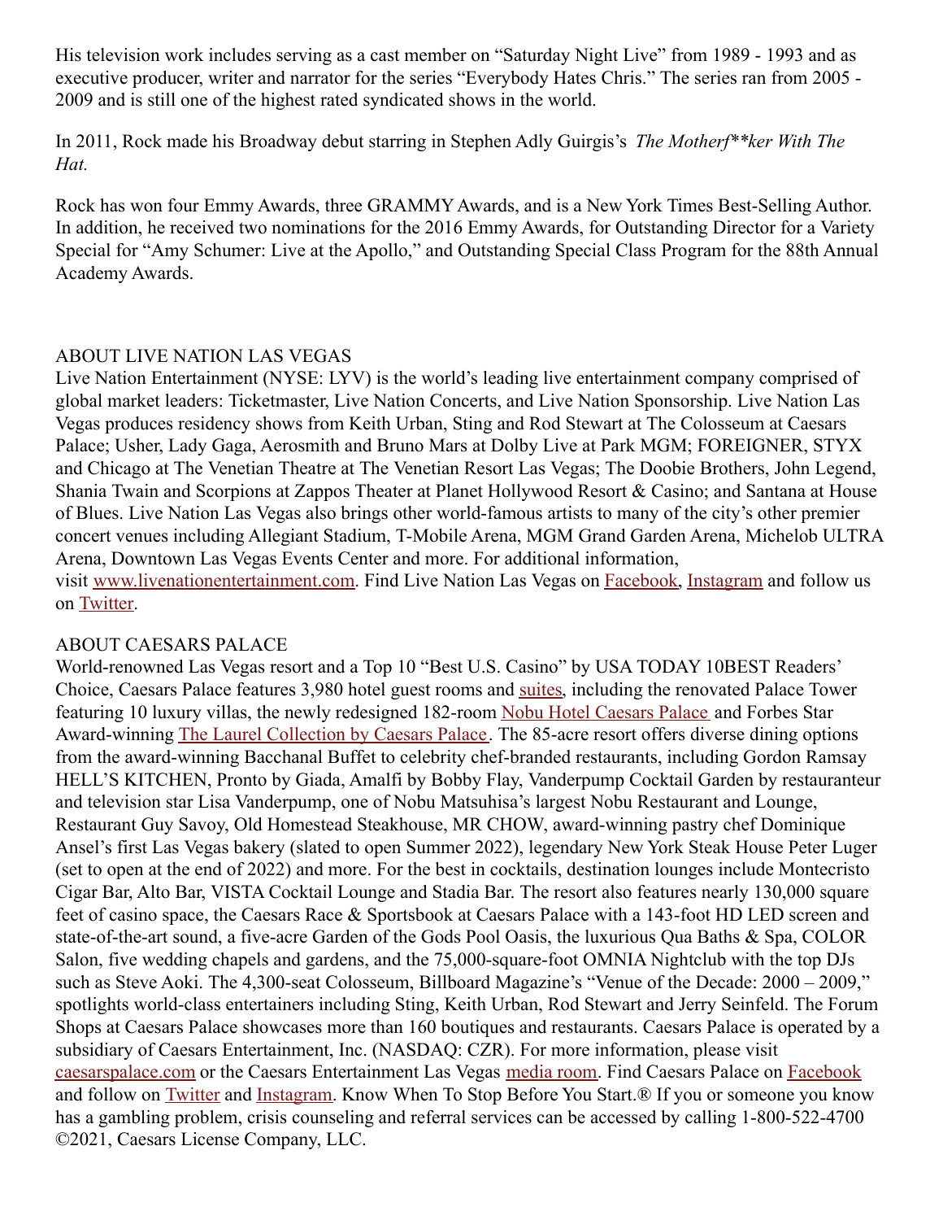His television work includes serving as a cast member on “Saturday Night Live” from 1989 - 1993 and as executive producer, writer and narrator for the series “Everybody Hates Chris.” The series ran from 2005 - 2009 and is still one of the highest rated syndicated shows in the world.

In 2011, Rock made his Broadway debut starring in Stephen Adly Guirgis’s *The Motherf**ker With The Hat.*

Rock has won four Emmy Awards, three GRAMMY Awards, and is a New York Times Best-Selling Author. In addition, he received two nominations for the 2016 Emmy Awards, for Outstanding Director for a Variety Special for “Amy Schumer: Live at the Apollo,” and Outstanding Special Class Program for the 88th Annual Academy Awards.

## ABOUT LIVE NATION LAS VEGAS

Live Nation Entertainment (NYSE: LYV) is the world’s leading live entertainment company comprised of global market leaders: Ticketmaster, Live Nation Concerts, and Live Nation Sponsorship. Live Nation Las Vegas produces residency shows from Keith Urban, Sting and Rod Stewart at The Colosseum at Caesars Palace; Usher, Lady Gaga, Aerosmith and Bruno Mars at Dolby Live at Park MGM; FOREIGNER, STYX and Chicago at The Venetian Theatre at The Venetian Resort Las Vegas; The Doobie Brothers, John Legend, Shania Twain and Scorpions at Zappos Theater at Planet Hollywood Resort & Casino; and Santana at House of Blues. Live Nation Las Vegas also brings other world-famous artists to many of the city’s other premier concert venues including Allegiant Stadium, T-Mobile Arena, MGM Grand Garden Arena, Michelob ULTRA Arena, Downtown Las Vegas Events Center and more. For additional information, visit www.livenationentertainment.com. Find Live Nation Las Vegas on Facebook, Instagram and follow us on Twitter.

## ABOUT CAESARS PALACE

World-renowned Las Vegas resort and a Top 10 “Best U.S. Casino” by USA TODAY 10BEST Readers’ Choice, Caesars Palace features 3,980 hotel guest rooms and suites, including the renovated Palace Tower featuring 10 luxury villas, the newly redesigned 182-room Nobu Hotel Caesars Palace and Forbes Star Award-winning The Laurel Collection by Caesars Palace. The 85-acre resort offers diverse dining options from the award-winning Bacchanal Buffet to celebrity chef-branded restaurants, including Gordon Ramsay HELL’S KITCHEN, Pronto by Giada, Amalfi by Bobby Flay, Vanderpump Cocktail Garden by restauranteur and television star Lisa Vanderpump, one of Nobu Matsuhisa’s largest Nobu Restaurant and Lounge, Restaurant Guy Savoy, Old Homestead Steakhouse, MR CHOW, award-winning pastry chef Dominique Ansel’s first Las Vegas bakery (slated to open Summer 2022), legendary New York Steak House Peter Luger (set to open at the end of 2022) and more. For the best in cocktails, destination lounges include Montecristo Cigar Bar, Alto Bar, VISTA Cocktail Lounge and Stadia Bar. The resort also features nearly 130,000 square feet of casino space, the Caesars Race & Sportsbook at Caesars Palace with a 143-foot HD LED screen and state-of-the-art sound, a five-acre Garden of the Gods Pool Oasis, the luxurious Qua Baths & Spa, COLOR Salon, five wedding chapels and gardens, and the 75,000-square-foot OMNIA Nightclub with the top DJs such as Steve Aoki. The 4,300-seat Colosseum, Billboard Magazine’s “Venue of the Decade: 2000 – 2009,” spotlights world-class entertainers including Sting, Keith Urban, Rod Stewart and Jerry Seinfeld. The Forum Shops at Caesars Palace showcases more than 160 boutiques and restaurants. Caesars Palace is operated by a subsidiary of Caesars Entertainment, Inc. (NASDAQ: CZR). For more information, please visit caesarspalace.com or the Caesars Entertainment Las Vegas media room. Find Caesars Palace on Facebook and follow on Twitter and Instagram. Know When To Stop Before You Start.® If you or someone you know has a gambling problem, crisis counseling and referral services can be accessed by calling 1-800-522-4700 ©2021, Caesars License Company, LLC.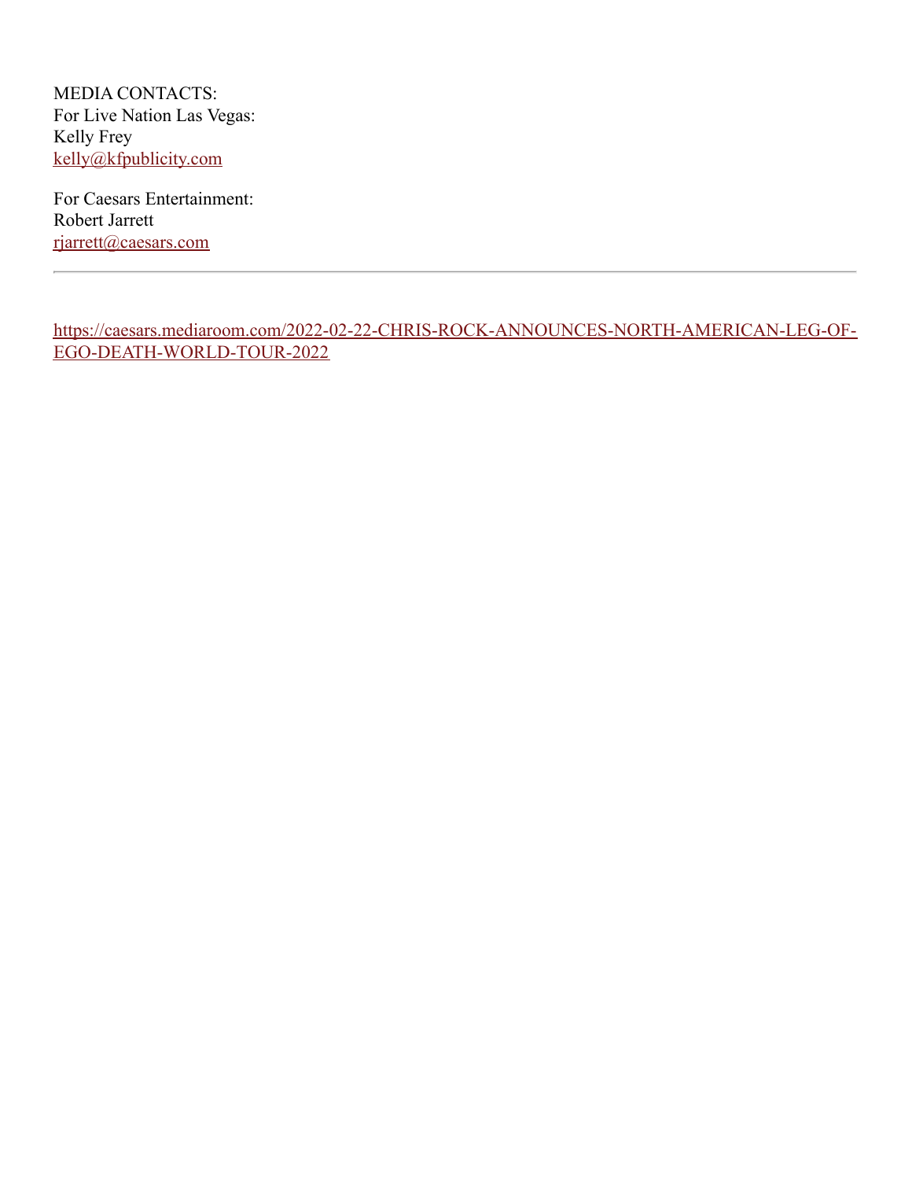MEDIA CONTACTS:
For Live Nation Las Vegas:
Kelly Frey
kelly@kfpublicity.com

For Caesars Entertainment:
Robert Jarrett
rjarrett@caesars.com

---

https://caesars.mediaroom.com/2022-02-22-CHRIS-ROCK-ANNOUNCES-NORTH-AMERICAN-LEG-OF-EGO-DEATH-WORLD-TOUR-2022